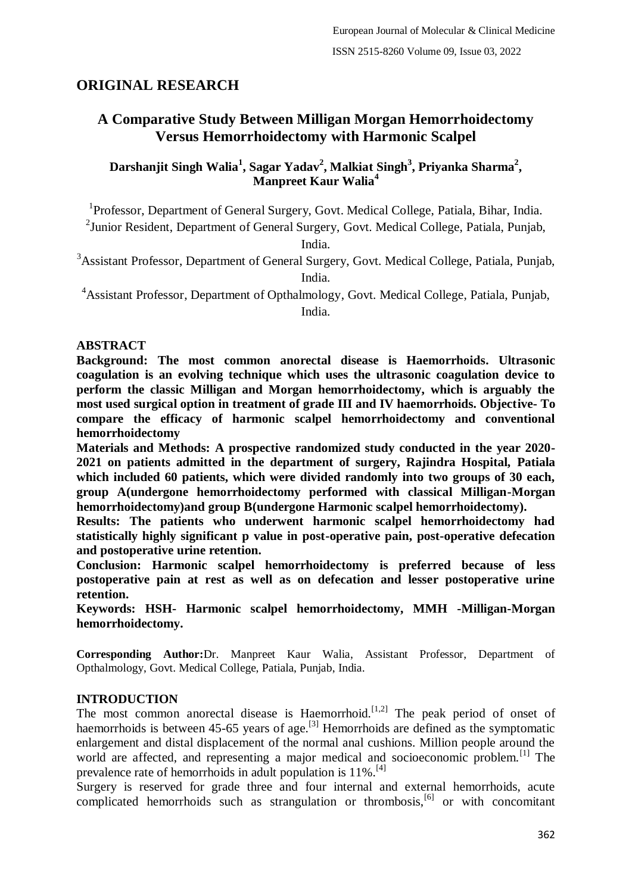## ORIGINAL RESEARCH

# A Comparative Study Between Milligan Morgan Hemorrhoidectomy Versus Hemorrhoidectomy with Harmonic Scalpel

**Darshanjit Singh Walia[1], Sagar Yadav[2], Malkiat Singh[3], Priyanka Sharma[2], Manpreet Kaur Walia[4]**

[1]Professor, Department of General Surgery, Govt. Medical College, Patiala, Bihar, India.

[2]Junior Resident, Department of General Surgery, Govt. Medical College, Patiala, Punjab, India.

[3]Assistant Professor, Department of General Surgery, Govt. Medical College, Patiala, Punjab, India.

[4]Assistant Professor, Department of Opthalmology, Govt. Medical College, Patiala, Punjab, India.

### ABSTRACT

**Background: The most common anorectal disease is Haemorrhoids. Ultrasonic coagulation is an evolving technique which uses the ultrasonic coagulation device to perform the classic Milligan and Morgan hemorrhoidectomy, which is arguably the most used surgical option in treatment of grade III and IV haemorrhoids. Objective- To compare the efficacy of harmonic scalpel hemorrhoidectomy and conventional hemorrhoidectomy**

**Materials and Methods: A prospective randomized study conducted in the year 2020-2021 on patients admitted in the department of surgery, Rajindra Hospital, Patiala which included 60 patients, which were divided randomly into two groups of 30 each, group A(undergone hemorrhoidectomy performed with classical Milligan-Morgan hemorrhoidectomy)and group B(undergone Harmonic scalpel hemorrhoidectomy).**

**Results: The patients who underwent harmonic scalpel hemorrhoidectomy had statistically highly significant p value in post-operative pain, post-operative defecation and postoperative urine retention.**

**Conclusion: Harmonic scalpel hemorrhoidectomy is preferred because of less postoperative pain at rest as well as on defecation and lesser postoperative urine retention.**

**Keywords: HSH- Harmonic scalpel hemorrhoidectomy, MMH -Milligan-Morgan hemorrhoidectomy.**

**Corresponding Author:** Dr. Manpreet Kaur Walia, Assistant Professor, Department of Opthalmology, Govt. Medical College, Patiala, Punjab, India.

### INTRODUCTION

The most common anorectal disease is Haemorrhoid.[1,2] The peak period of onset of haemorrhoids is between 45-65 years of age.[3] Hemorrhoids are defined as the symptomatic enlargement and distal displacement of the normal anal cushions. Million people around the world are affected, and representing a major medical and socioeconomic problem.[1] The prevalence rate of hemorrhoids in adult population is 11%.[4]

Surgery is reserved for grade three and four internal and external hemorrhoids, acute complicated hemorrhoids such as strangulation or thrombosis,[6] or with concomitant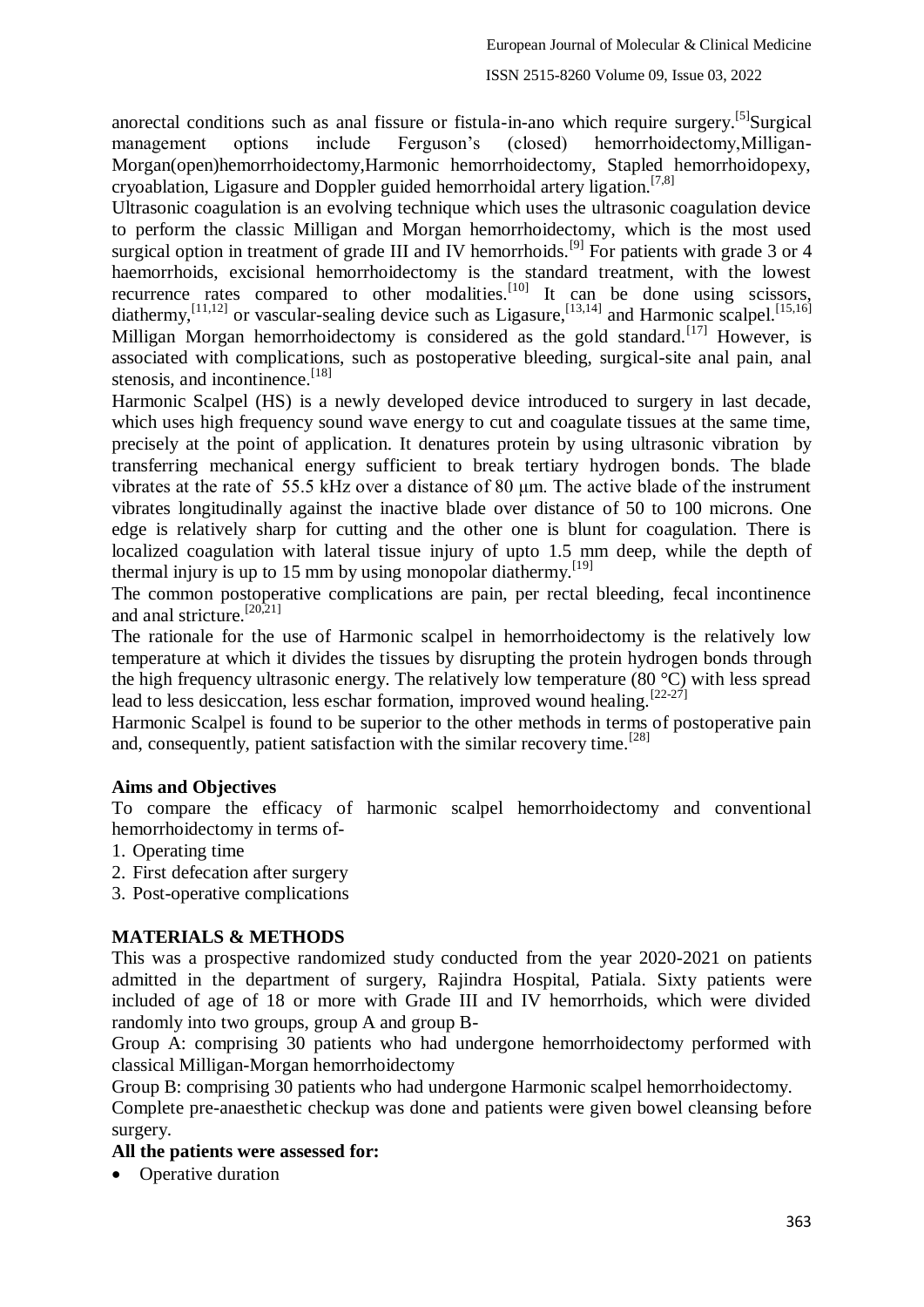anorectal conditions such as anal fissure or fistula-in-ano which require surgery.[5]Surgical management options include Ferguson's (closed) hemorrhoidectomy,Milligan-Morgan(open)hemorrhoidectomy,Harmonic hemorrhoidectomy, Stapled hemorrhoidopexy, cryoablation, Ligasure and Doppler guided hemorrhoidal artery ligation.[7,8]

Ultrasonic coagulation is an evolving technique which uses the ultrasonic coagulation device to perform the classic Milligan and Morgan hemorrhoidectomy, which is the most used surgical option in treatment of grade III and IV hemorrhoids.[9] For patients with grade 3 or 4 haemorrhoids, excisional hemorrhoidectomy is the standard treatment, with the lowest recurrence rates compared to other modalities.[10] It can be done using scissors, diathermy,[11,12] or vascular-sealing device such as Ligasure,[13,14] and Harmonic scalpel.[15,16] Milligan Morgan hemorrhoidectomy is considered as the gold standard.[17] However, is associated with complications, such as postoperative bleeding, surgical-site anal pain, anal stenosis, and incontinence.[18]

Harmonic Scalpel (HS) is a newly developed device introduced to surgery in last decade, which uses high frequency sound wave energy to cut and coagulate tissues at the same time, precisely at the point of application. It denatures protein by using ultrasonic vibration by transferring mechanical energy sufficient to break tertiary hydrogen bonds. The blade vibrates at the rate of 55.5 kHz over a distance of 80 μm. The active blade of the instrument vibrates longitudinally against the inactive blade over distance of 50 to 100 microns. One edge is relatively sharp for cutting and the other one is blunt for coagulation. There is localized coagulation with lateral tissue injury of upto 1.5 mm deep, while the depth of thermal injury is up to 15 mm by using monopolar diathermy.[19]

The common postoperative complications are pain, per rectal bleeding, fecal incontinence and anal stricture.[20,21]

The rationale for the use of Harmonic scalpel in hemorrhoidectomy is the relatively low temperature at which it divides the tissues by disrupting the protein hydrogen bonds through the high frequency ultrasonic energy. The relatively low temperature (80 °C) with less spread lead to less desiccation, less eschar formation, improved wound healing.[22-27]

Harmonic Scalpel is found to be superior to the other methods in terms of postoperative pain and, consequently, patient satisfaction with the similar recovery time.[28]

**Aims and Objectives**

To compare the efficacy of harmonic scalpel hemorrhoidectomy and conventional hemorrhoidectomy in terms of-

1. Operating time
2. First defecation after surgery
3. Post-operative complications

## MATERIALS & METHODS

This was a prospective randomized study conducted from the year 2020-2021 on patients admitted in the department of surgery, Rajindra Hospital, Patiala. Sixty patients were included of age of 18 or more with Grade III and IV hemorrhoids, which were divided randomly into two groups, group A and group B-

Group A: comprising 30 patients who had undergone hemorrhoidectomy performed with classical Milligan-Morgan hemorrhoidectomy

Group B: comprising 30 patients who had undergone Harmonic scalpel hemorrhoidectomy.

Complete pre-anaesthetic checkup was done and patients were given bowel cleansing before surgery.

**All the patients were assessed for:**

- Operative duration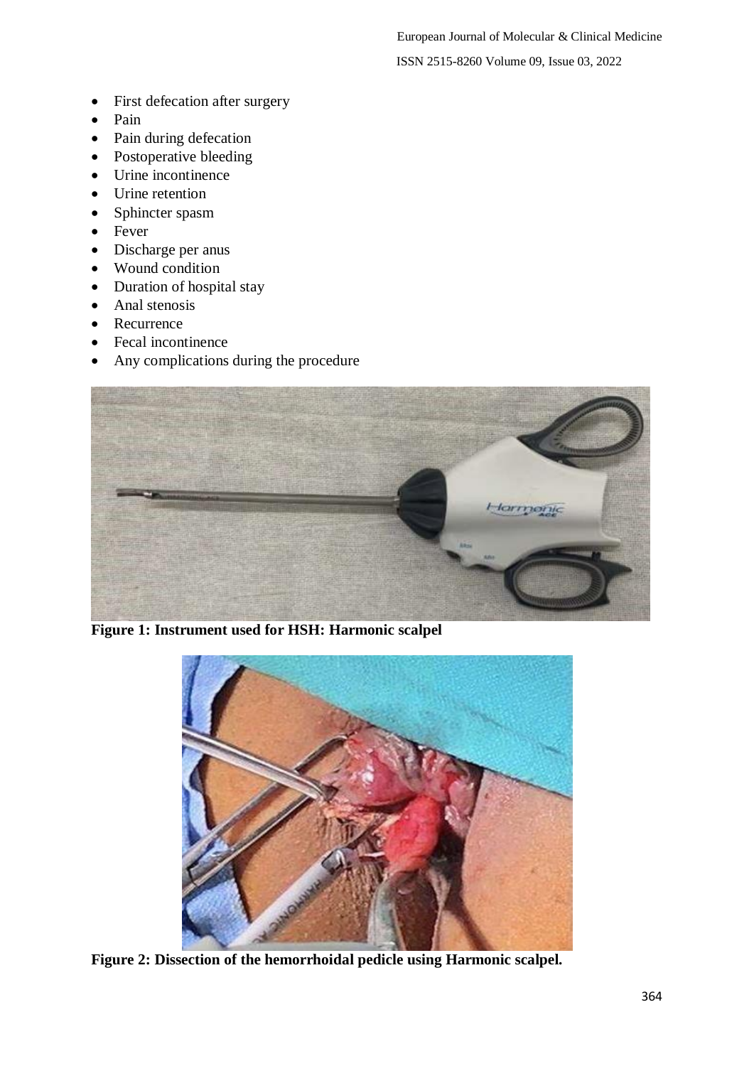- First defecation after surgery
- Pain
- Pain during defecation
- Postoperative bleeding
- Urine incontinence
- Urine retention
- Sphincter spasm
- Fever
- Discharge per anus
- Wound condition
- Duration of hospital stay
- Anal stenosis
- Recurrence
- Fecal incontinence
- Any complications during the procedure

**Figure 1: Instrument used for HSH: Harmonic scalpel**

**Figure 2: Dissection of the hemorrhoidal pedicle using Harmonic scalpel.**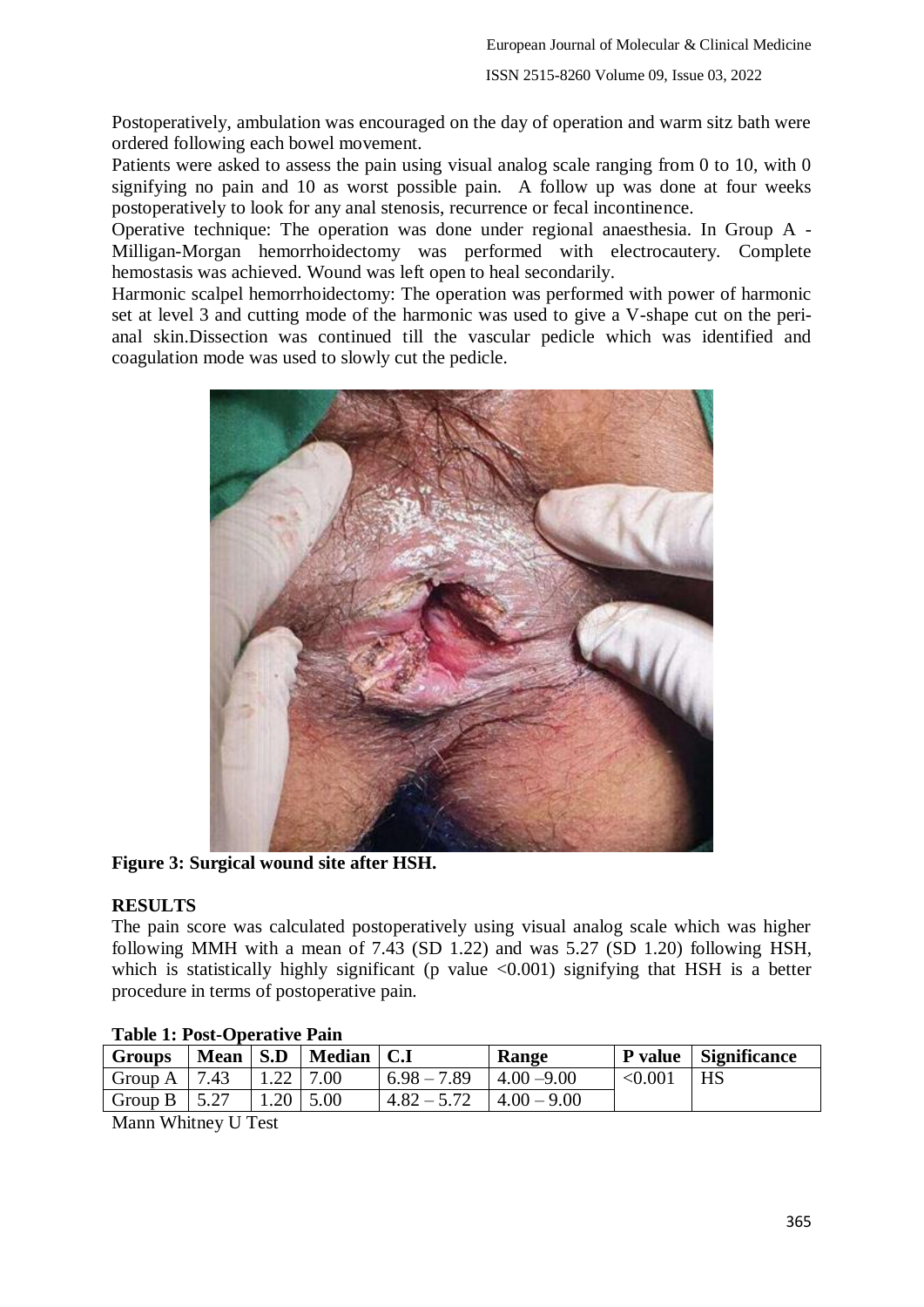Postoperatively, ambulation was encouraged on the day of operation and warm sitz bath were ordered following each bowel movement.

Patients were asked to assess the pain using visual analog scale ranging from 0 to 10, with 0 signifying no pain and 10 as worst possible pain. A follow up was done at four weeks postoperatively to look for any anal stenosis, recurrence or fecal incontinence.

Operative technique: The operation was done under regional anaesthesia. In Group A - Milligan-Morgan hemorrhoidectomy was performed with electrocautery. Complete hemostasis was achieved. Wound was left open to heal secondarily.

Harmonic scalpel hemorrhoidectomy: The operation was performed with power of harmonic set at level 3 and cutting mode of the harmonic was used to give a V-shape cut on the peri-anal skin.Dissection was continued till the vascular pedicle which was identified and coagulation mode was used to slowly cut the pedicle.

**Figure 3: Surgical wound site after HSH.**

## RESULTS

The pain score was calculated postoperatively using visual analog scale which was higher following MMH with a mean of 7.43 (SD 1.22) and was 5.27 (SD 1.20) following HSH, which is statistically highly significant (p value <0.001) signifying that HSH is a better procedure in terms of postoperative pain.

**Table 1: Post-Operative Pain**

| Groups | Mean | S.D | Median | C.I | Range | P value | Significance |
|---|---|---|---|---|---|---|---|
| Group A | 7.43 | 1.22 | 7.00 | 6.98 – 7.89 | 4.00 –9.00 | <0.001 | HS |
| Group B | 5.27 | 1.20 | 5.00 | 4.82 – 5.72 | 4.00 – 9.00 | | |

Mann Whitney U Test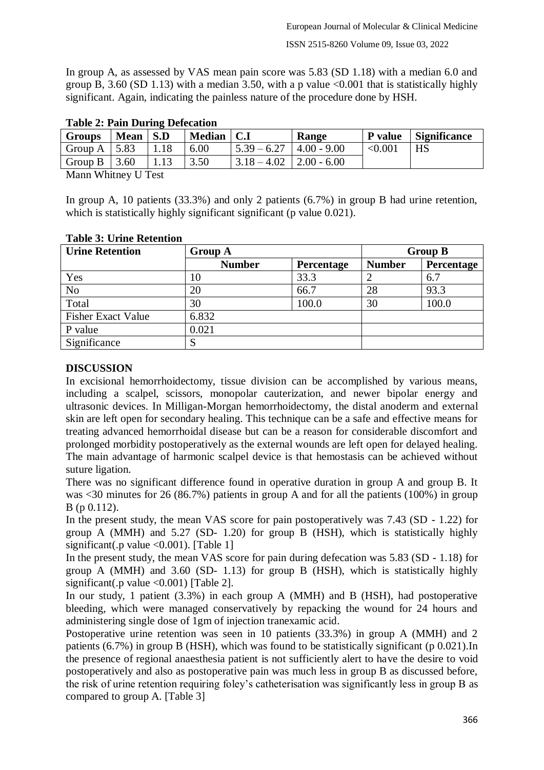In group A, as assessed by VAS mean pain score was 5.83 (SD 1.18) with a median 6.0 and group B, 3.60 (SD 1.13) with a median 3.50, with a p value <0.001 that is statistically highly significant. Again, indicating the painless nature of the procedure done by HSH.

**Table 2: Pain During Defecation**

| Groups | Mean | S.D | Median | C.I | Range | P value | Significance |
|---|---|---|---|---|---|---|---|
| Group A | 5.83 | 1.18 | 6.00 | 5.39 – 6.27 | 4.00 - 9.00 | <0.001 | HS |
| Group B | 3.60 | 1.13 | 3.50 | 3.18 – 4.02 | 2.00 - 6.00 | | |

Mann Whitney U Test

In group A, 10 patients (33.3%) and only 2 patients (6.7%) in group B had urine retention, which is statistically highly significant significant (p value 0.021).

**Table 3: Urine Retention**

| Urine Retention | Group A | | Group B | |
|---|---|---|---|---|
| | Number | Percentage | Number | Percentage |
| Yes | 10 | 33.3 | 2 | 6.7 |
| No | 20 | 66.7 | 28 | 93.3 |
| Total | 30 | 100.0 | 30 | 100.0 |
| Fisher Exact Value | 6.832 | | | |
| P value | 0.021 | | | |
| Significance | S | | | |

## DISCUSSION

In excisional hemorrhoidectomy, tissue division can be accomplished by various means, including a scalpel, scissors, monopolar cauterization, and newer bipolar energy and ultrasonic devices. In Milligan-Morgan hemorrhoidectomy, the distal anoderm and external skin are left open for secondary healing. This technique can be a safe and effective means for treating advanced hemorrhoidal disease but can be a reason for considerable discomfort and prolonged morbidity postoperatively as the external wounds are left open for delayed healing. The main advantage of harmonic scalpel device is that hemostasis can be achieved without suture ligation.

There was no significant difference found in operative duration in group A and group B. It was <30 minutes for 26 (86.7%) patients in group A and for all the patients (100%) in group B (p 0.112).

In the present study, the mean VAS score for pain postoperatively was 7.43 (SD - 1.22) for group A (MMH) and 5.27 (SD- 1.20) for group B (HSH), which is statistically highly significant(.p value <0.001). [Table 1]

In the present study, the mean VAS score for pain during defecation was 5.83 (SD - 1.18) for group A (MMH) and 3.60 (SD- 1.13) for group B (HSH), which is statistically highly significant(.p value <0.001) [Table 2].

In our study, 1 patient (3.3%) in each group A (MMH) and B (HSH), had postoperative bleeding, which were managed conservatively by repacking the wound for 24 hours and administering single dose of 1gm of injection tranexamic acid.

Postoperative urine retention was seen in 10 patients (33.3%) in group A (MMH) and 2 patients (6.7%) in group B (HSH), which was found to be statistically significant (p 0.021).In the presence of regional anaesthesia patient is not sufficiently alert to have the desire to void postoperatively and also as postoperative pain was much less in group B as discussed before, the risk of urine retention requiring foley's catheterisation was significantly less in group B as compared to group A. [Table 3]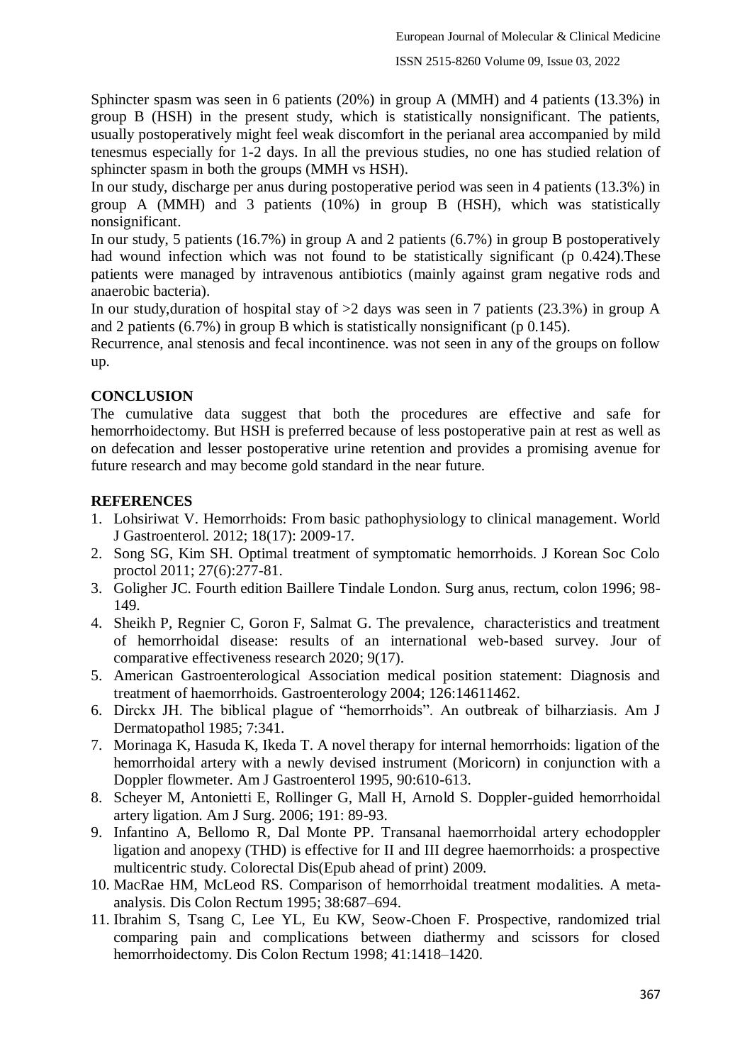Sphincter spasm was seen in 6 patients (20%) in group A (MMH) and 4 patients (13.3%) in group B (HSH) in the present study, which is statistically nonsignificant. The patients, usually postoperatively might feel weak discomfort in the perianal area accompanied by mild tenesmus especially for 1-2 days. In all the previous studies, no one has studied relation of sphincter spasm in both the groups (MMH vs HSH).

In our study, discharge per anus during postoperative period was seen in 4 patients (13.3%) in group A (MMH) and 3 patients (10%) in group B (HSH), which was statistically nonsignificant.

In our study, 5 patients (16.7%) in group A and 2 patients (6.7%) in group B postoperatively had wound infection which was not found to be statistically significant (p 0.424).These patients were managed by intravenous antibiotics (mainly against gram negative rods and anaerobic bacteria).

In our study,duration of hospital stay of >2 days was seen in 7 patients (23.3%) in group A and 2 patients (6.7%) in group B which is statistically nonsignificant (p 0.145).

Recurrence, anal stenosis and fecal incontinence. was not seen in any of the groups on follow up.

## CONCLUSION

The cumulative data suggest that both the procedures are effective and safe for hemorrhoidectomy. But HSH is preferred because of less postoperative pain at rest as well as on defecation and lesser postoperative urine retention and provides a promising avenue for future research and may become gold standard in the near future.

## REFERENCES

1. Lohsiriwat V. Hemorrhoids: From basic pathophysiology to clinical management. World J Gastroenterol. 2012; 18(17): 2009-17.
2. Song SG, Kim SH. Optimal treatment of symptomatic hemorrhoids. J Korean Soc Colo proctol 2011; 27(6):277-81.
3. Goligher JC. Fourth edition Baillere Tindale London. Surg anus, rectum, colon 1996; 98-149.
4. Sheikh P, Regnier C, Goron F, Salmat G. The prevalence, characteristics and treatment of hemorrhoidal disease: results of an international web-based survey. Jour of comparative effectiveness research 2020; 9(17).
5. American Gastroenterological Association medical position statement: Diagnosis and treatment of haemorrhoids. Gastroenterology 2004; 126:14611462.
6. Dirckx JH. The biblical plague of "hemorrhoids". An outbreak of bilharziasis. Am J Dermatopathol 1985; 7:341.
7. Morinaga K, Hasuda K, Ikeda T. A novel therapy for internal hemorrhoids: ligation of the hemorrhoidal artery with a newly devised instrument (Moricorn) in conjunction with a Doppler flowmeter. Am J Gastroenterol 1995, 90:610-613.
8. Scheyer M, Antonietti E, Rollinger G, Mall H, Arnold S. Doppler-guided hemorrhoidal artery ligation. Am J Surg. 2006; 191: 89-93.
9. Infantino A, Bellomo R, Dal Monte PP. Transanal haemorrhoidal artery echodoppler ligation and anopexy (THD) is effective for II and III degree haemorrhoids: a prospective multicentric study. Colorectal Dis(Epub ahead of print) 2009.
10. MacRae HM, McLeod RS. Comparison of hemorrhoidal treatment modalities. A meta-analysis. Dis Colon Rectum 1995; 38:687–694.
11. Ibrahim S, Tsang C, Lee YL, Eu KW, Seow-Choen F. Prospective, randomized trial comparing pain and complications between diathermy and scissors for closed hemorrhoidectomy. Dis Colon Rectum 1998; 41:1418–1420.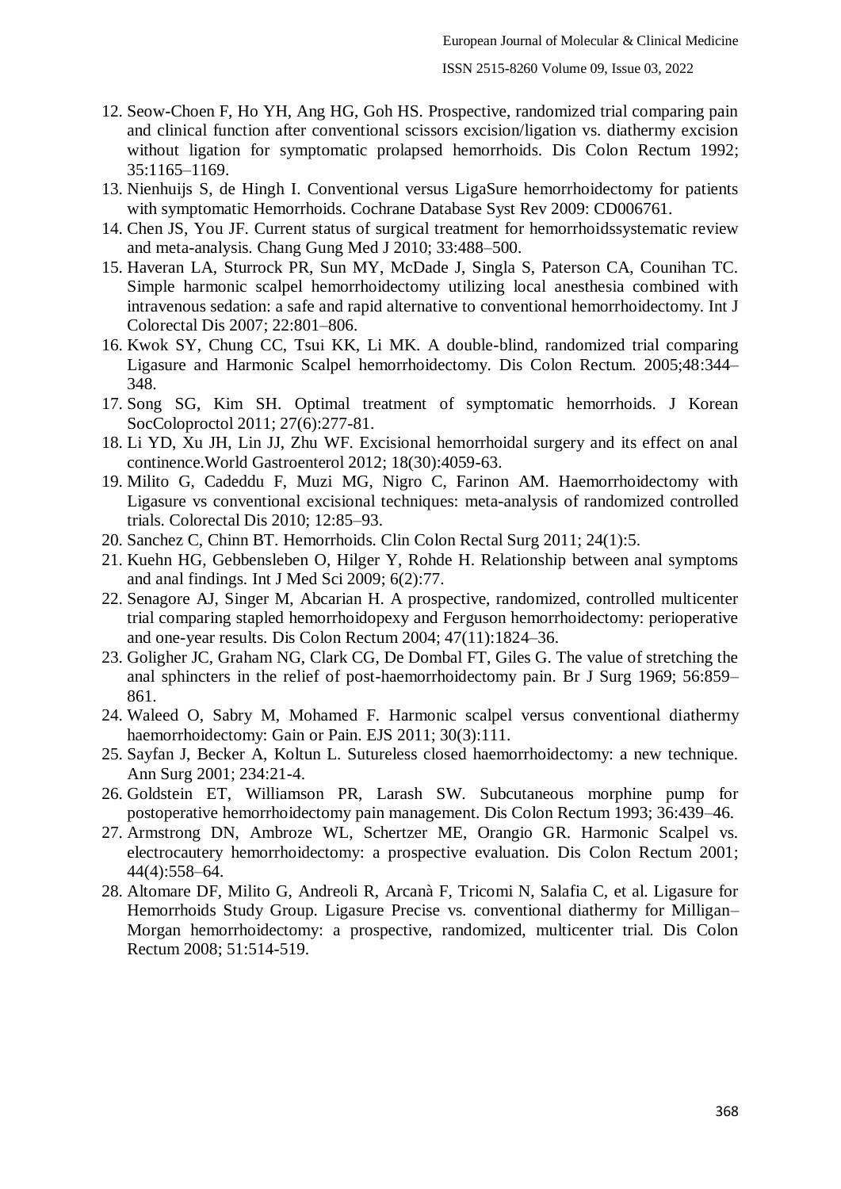12. Seow-Choen F, Ho YH, Ang HG, Goh HS. Prospective, randomized trial comparing pain and clinical function after conventional scissors excision/ligation vs. diathermy excision without ligation for symptomatic prolapsed hemorrhoids. Dis Colon Rectum 1992; 35:1165–1169.
13. Nienhuijs S, de Hingh I. Conventional versus LigaSure hemorrhoidectomy for patients with symptomatic Hemorrhoids. Cochrane Database Syst Rev 2009: CD006761.
14. Chen JS, You JF. Current status of surgical treatment for hemorrhoidssystematic review and meta-analysis. Chang Gung Med J 2010; 33:488–500.
15. Haveran LA, Sturrock PR, Sun MY, McDade J, Singla S, Paterson CA, Counihan TC. Simple harmonic scalpel hemorrhoidectomy utilizing local anesthesia combined with intravenous sedation: a safe and rapid alternative to conventional hemorrhoidectomy. Int J Colorectal Dis 2007; 22:801–806.
16. Kwok SY, Chung CC, Tsui KK, Li MK. A double-blind, randomized trial comparing Ligasure and Harmonic Scalpel hemorrhoidectomy. Dis Colon Rectum. 2005;48:344–348.
17. Song SG, Kim SH. Optimal treatment of symptomatic hemorrhoids. J Korean SocColoproctol 2011; 27(6):277-81.
18. Li YD, Xu JH, Lin JJ, Zhu WF. Excisional hemorrhoidal surgery and its effect on anal continence.World Gastroenterol 2012; 18(30):4059-63.
19. Milito G, Cadeddu F, Muzi MG, Nigro C, Farinon AM. Haemorrhoidectomy with Ligasure vs conventional excisional techniques: meta-analysis of randomized controlled trials. Colorectal Dis 2010; 12:85–93.
20. Sanchez C, Chinn BT. Hemorrhoids. Clin Colon Rectal Surg 2011; 24(1):5.
21. Kuehn HG, Gebbensleben O, Hilger Y, Rohde H. Relationship between anal symptoms and anal findings. Int J Med Sci 2009; 6(2):77.
22. Senagore AJ, Singer M, Abcarian H. A prospective, randomized, controlled multicenter trial comparing stapled hemorrhoidopexy and Ferguson hemorrhoidectomy: perioperative and one-year results. Dis Colon Rectum 2004; 47(11):1824–36.
23. Goligher JC, Graham NG, Clark CG, De Dombal FT, Giles G. The value of stretching the anal sphincters in the relief of post-haemorrhoidectomy pain. Br J Surg 1969; 56:859–861.
24. Waleed O, Sabry M, Mohamed F. Harmonic scalpel versus conventional diathermy haemorrhoidectomy: Gain or Pain. EJS 2011; 30(3):111.
25. Sayfan J, Becker A, Koltun L. Sutureless closed haemorrhoidectomy: a new technique. Ann Surg 2001; 234:21-4.
26. Goldstein ET, Williamson PR, Larash SW. Subcutaneous morphine pump for postoperative hemorrhoidectomy pain management. Dis Colon Rectum 1993; 36:439–46.
27. Armstrong DN, Ambroze WL, Schertzer ME, Orangio GR. Harmonic Scalpel vs. electrocautery hemorrhoidectomy: a prospective evaluation. Dis Colon Rectum 2001; 44(4):558–64.
28. Altomare DF, Milito G, Andreoli R, Arcanà F, Tricomi N, Salafia C, et al. Ligasure for Hemorrhoids Study Group. Ligasure Precise vs. conventional diathermy for Milligan–Morgan hemorrhoidectomy: a prospective, randomized, multicenter trial. Dis Colon Rectum 2008; 51:514-519.